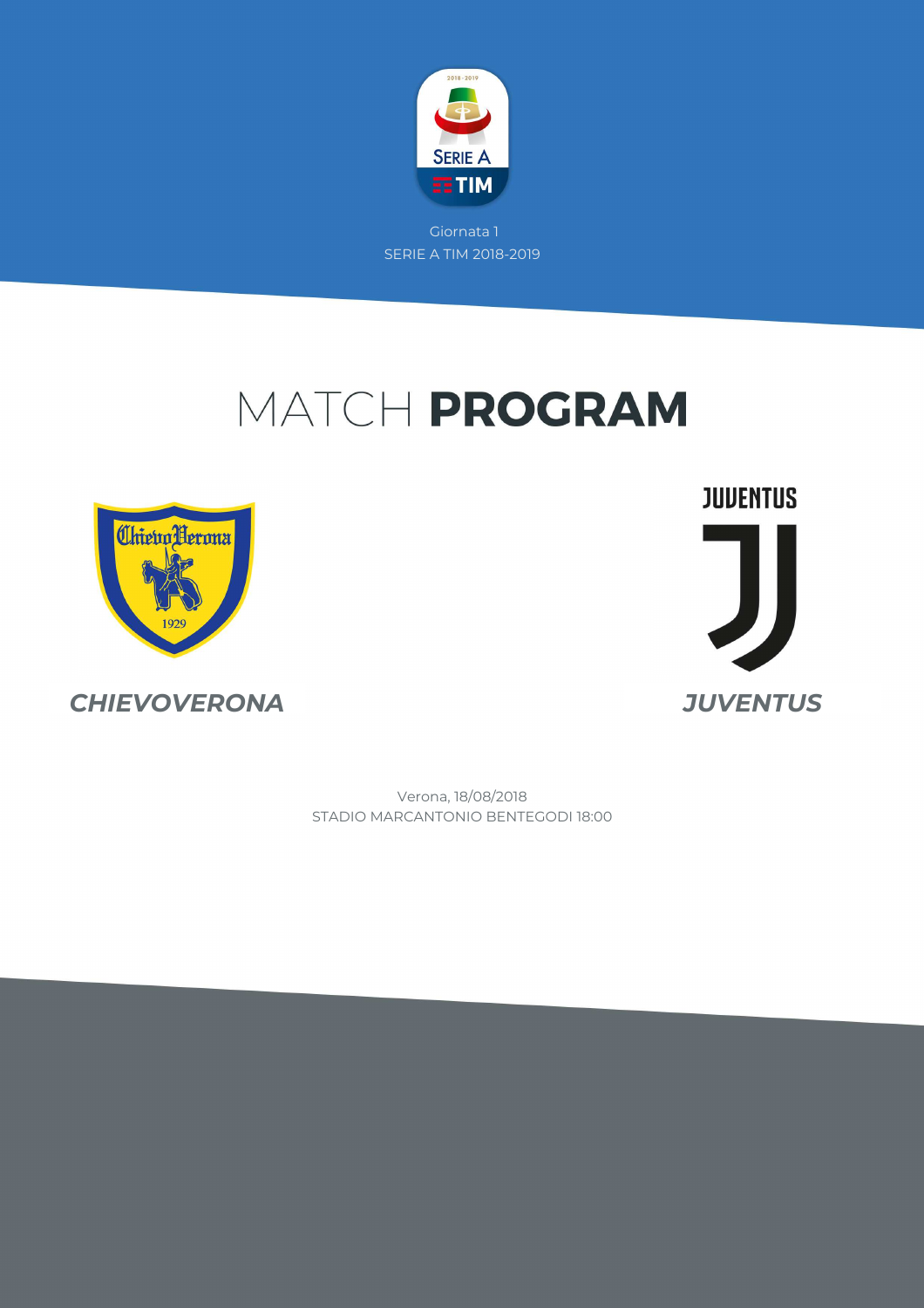Giornata 1

SERIE A TIM 2018-2019

# MATCH **PROGRAM**

***CHIEVOVERONA***

***JUVENTUS***

Verona, 18/08/2018

STADIO MARCANTONIO BENTEGODI 18:00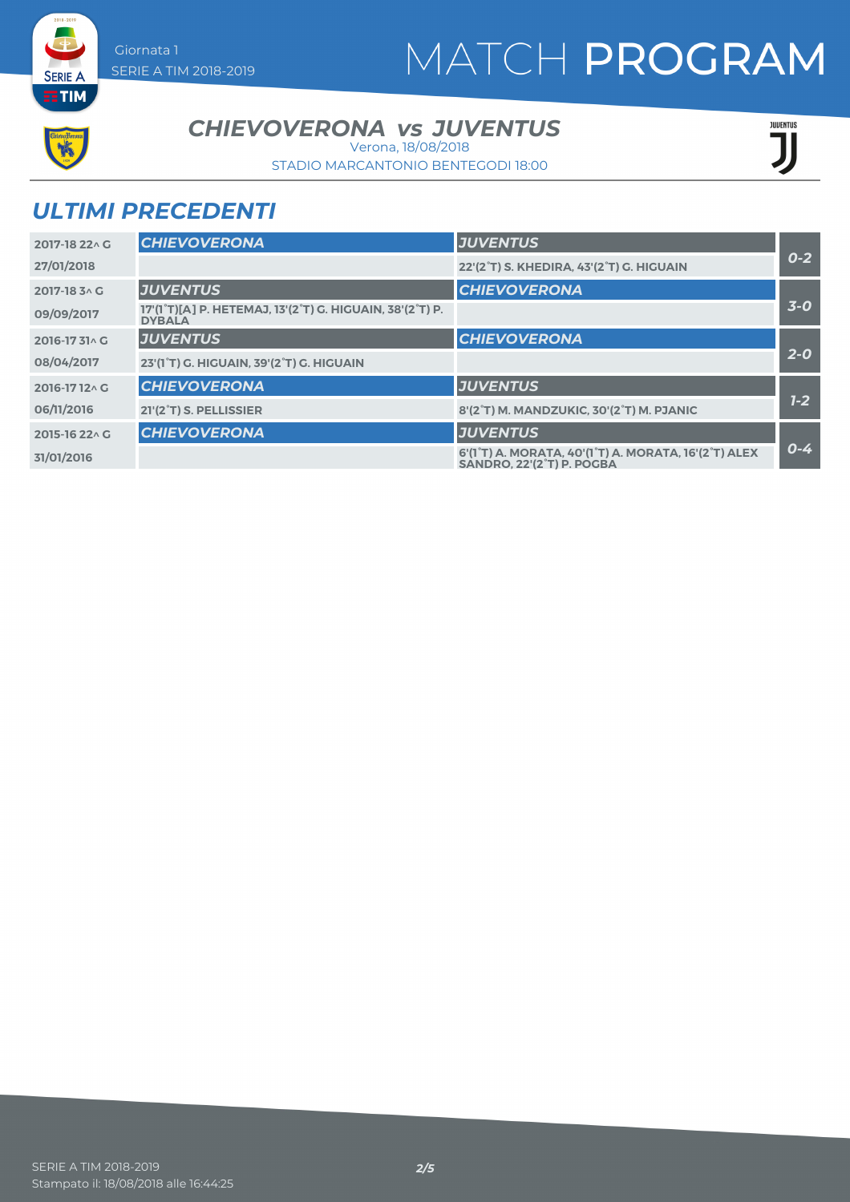# MATCH PROGRAM

Giornata 1
SERIE A TIM 2018-2019

## CHIEVOVERONA vs JUVENTUS

Verona, 18/08/2018
STADIO MARCANTONIO BENTEGODI 18:00

## ULTIMI PRECEDENTI

| | | | |
|---|---|---|---|
| 2017-18 22^ G | **CHIEVOVERONA** | **JUVENTUS** | 0-2 |
| 27/01/2018 | | 22'(2°T) S. KHEDIRA, 43'(2°T) G. HIGUAIN | |
| 2017-18 3^ G | **JUVENTUS** | **CHIEVOVERONA** | 3-0 |
| 09/09/2017 | 17'(1°T)[A] P. HETEMAJ, 13'(2°T) G. HIGUAIN, 38'(2°T) P. DYBALA | | |
| 2016-17 31^ G | **JUVENTUS** | **CHIEVOVERONA** | 2-0 |
| 08/04/2017 | 23'(1°T) G. HIGUAIN, 39'(2°T) G. HIGUAIN | | |
| 2016-17 12^ G | **CHIEVOVERONA** | **JUVENTUS** | 1-2 |
| 06/11/2016 | 21'(2°T) S. PELLISSIER | 8'(2°T) M. MANDZUKIC, 30'(2°T) M. PJANIC | |
| 2015-16 22^ G | **CHIEVOVERONA** | **JUVENTUS** | 0-4 |
| 31/01/2016 | | 6'(1°T) A. MORATA, 40'(1°T) A. MORATA, 16'(2°T) ALEX SANDRO, 22'(2°T) P. POGBA | |

SERIE A TIM 2018-2019
Stampato il: 18/08/2018 alle 16:44:25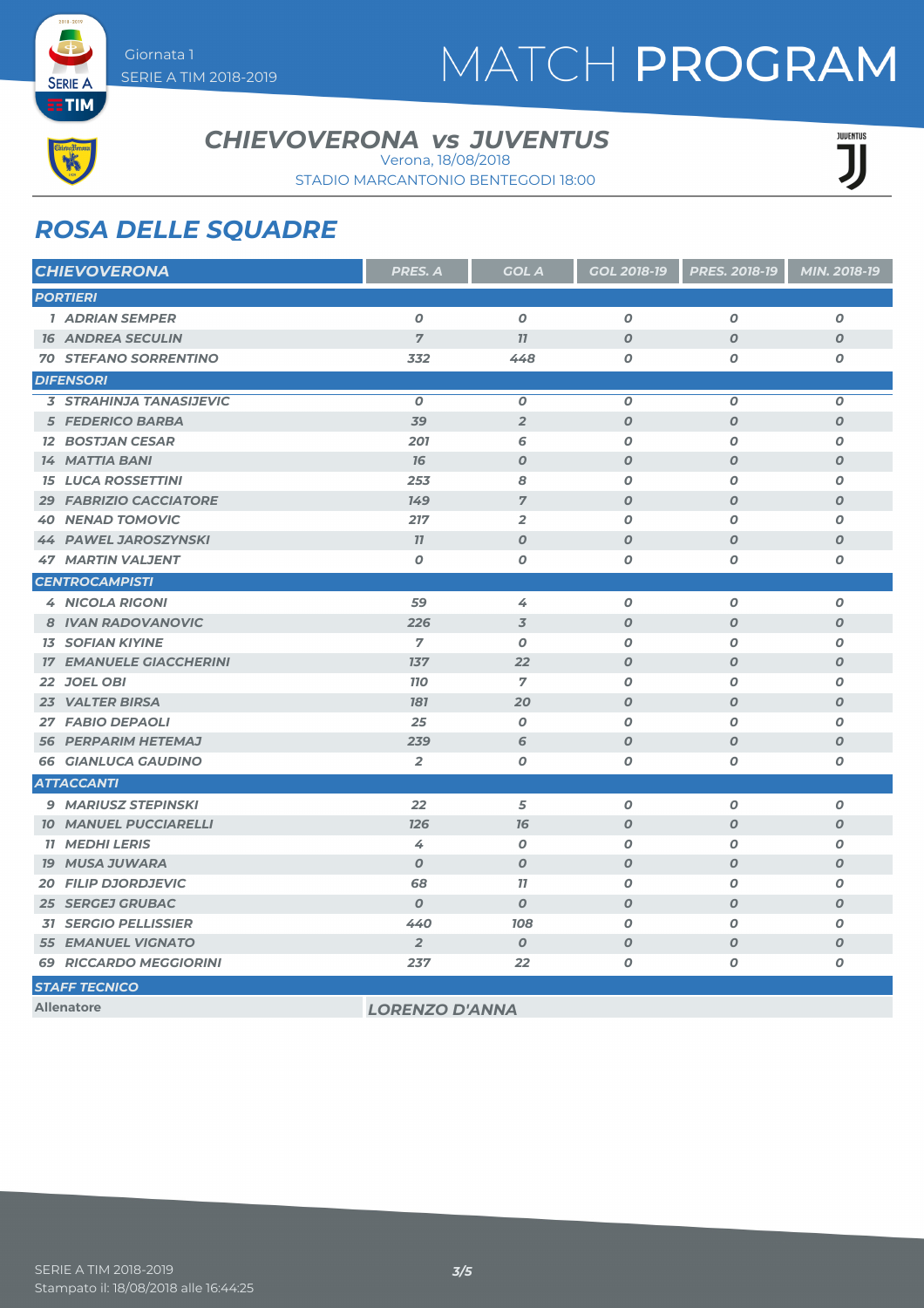# MATCH PROGRAM

Giornata 1
SERIE A TIM 2018-2019

## CHIEVOVERONA vs JUVENTUS

Verona, 18/08/2018
STADIO MARCANTONIO BENTEGODI 18:00

## ROSA DELLE SQUADRE

| CHIEVOVERONA | PRES. A | GOL A | GOL 2018-19 | PRES. 2018-19 | MIN. 2018-19 |
|---|---|---|---|---|---|
| **PORTIERI** | | | | | |
| 1 ADRIAN SEMPER | 0 | 0 | 0 | 0 | 0 |
| 16 ANDREA SECULIN | 7 | 11 | 0 | 0 | 0 |
| 70 STEFANO SORRENTINO | 332 | 448 | 0 | 0 | 0 |
| **DIFENSORI** | | | | | |
| 3 STRAHINJA TANASIJEVIC | 0 | 0 | 0 | 0 | 0 |
| 5 FEDERICO BARBA | 39 | 2 | 0 | 0 | 0 |
| 12 BOSTJAN CESAR | 201 | 6 | 0 | 0 | 0 |
| 14 MATTIA BANI | 16 | 0 | 0 | 0 | 0 |
| 15 LUCA ROSSETTINI | 253 | 8 | 0 | 0 | 0 |
| 29 FABRIZIO CACCIATORE | 149 | 7 | 0 | 0 | 0 |
| 40 NENAD TOMOVIC | 217 | 2 | 0 | 0 | 0 |
| 44 PAWEL JAROSZYNSKI | 11 | 0 | 0 | 0 | 0 |
| 47 MARTIN VALJENT | 0 | 0 | 0 | 0 | 0 |
| **CENTROCAMPISTI** | | | | | |
| 4 NICOLA RIGONI | 59 | 4 | 0 | 0 | 0 |
| 8 IVAN RADOVANOVIC | 226 | 3 | 0 | 0 | 0 |
| 13 SOFIAN KIYINE | 7 | 0 | 0 | 0 | 0 |
| 17 EMANUELE GIACCHERINI | 137 | 22 | 0 | 0 | 0 |
| 22 JOEL OBI | 110 | 7 | 0 | 0 | 0 |
| 23 VALTER BIRSA | 181 | 20 | 0 | 0 | 0 |
| 27 FABIO DEPAOLI | 25 | 0 | 0 | 0 | 0 |
| 56 PERPARIM HETEMAJ | 239 | 6 | 0 | 0 | 0 |
| 66 GIANLUCA GAUDINO | 2 | 0 | 0 | 0 | 0 |
| **ATTACCANTI** | | | | | |
| 9 MARIUSZ STEPINSKI | 22 | 5 | 0 | 0 | 0 |
| 10 MANUEL PUCCIARELLI | 126 | 16 | 0 | 0 | 0 |
| 11 MEDHI LERIS | 4 | 0 | 0 | 0 | 0 |
| 19 MUSA JUWARA | 0 | 0 | 0 | 0 | 0 |
| 20 FILIP DJORDJEVIC | 68 | 11 | 0 | 0 | 0 |
| 25 SERGEJ GRUBAC | 0 | 0 | 0 | 0 | 0 |
| 31 SERGIO PELLISSIER | 440 | 108 | 0 | 0 | 0 |
| 55 EMANUEL VIGNATO | 2 | 0 | 0 | 0 | 0 |
| 69 RICCARDO MEGGIORINI | 237 | 22 | 0 | 0 | 0 |

**STAFF TECNICO**

| | |
|---|---|
| Allenatore | LORENZO D'ANNA |

SERIE A TIM 2018-2019
Stampato il: 18/08/2018 alle 16:44:25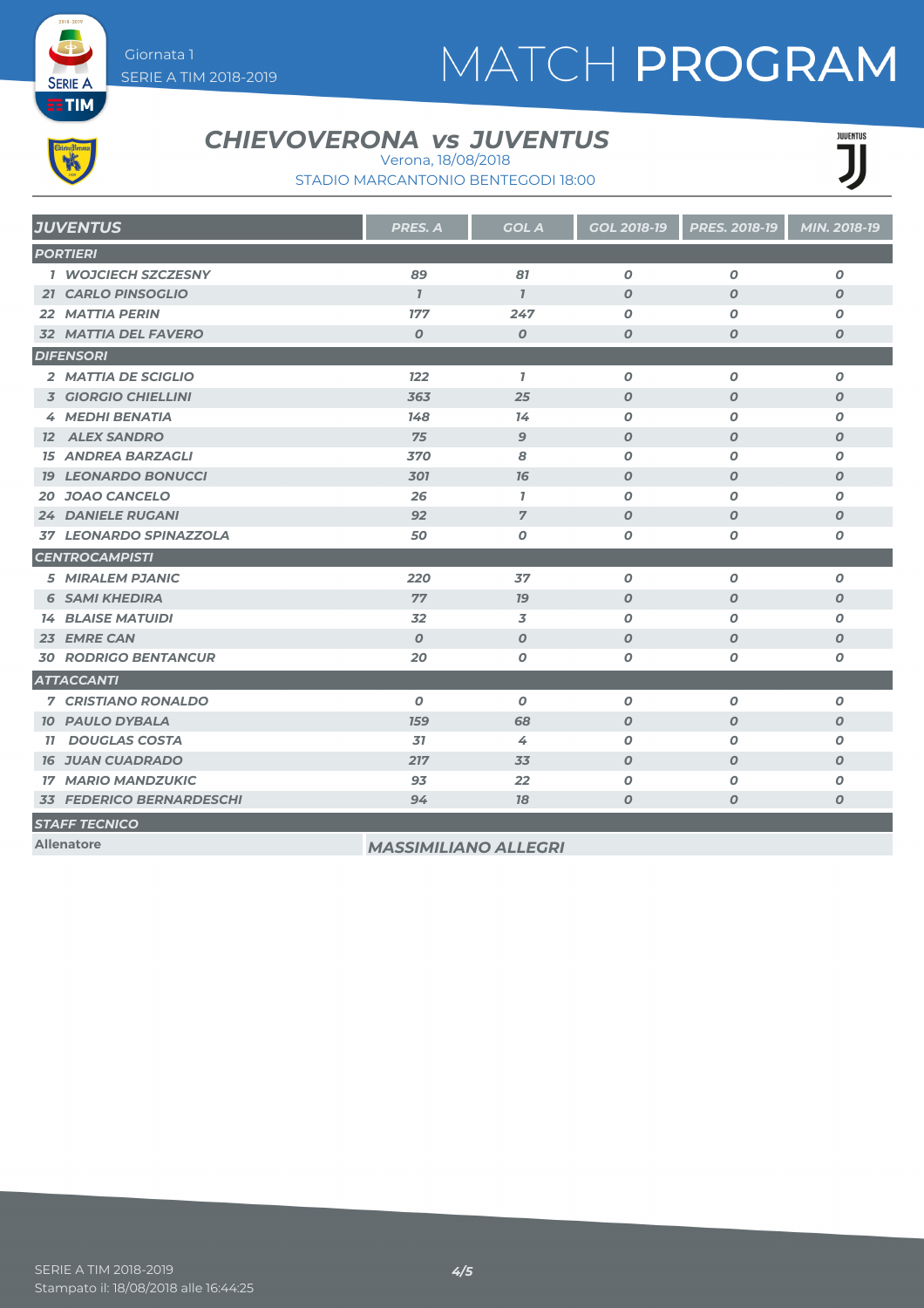Giornata 1
SERIE A TIM 2018-2019

# MATCH PROGRAM

## CHIEVOVERONA vs JUVENTUS

Verona, 18/08/2018
STADIO MARCANTONIO BENTEGODI 18:00

| JUVENTUS | PRES. A | GOL A | GOL 2018-19 | PRES. 2018-19 | MIN. 2018-19 |
|---|---|---|---|---|---|
| **PORTIERI** | | | | | |
| 1 WOJCIECH SZCZESNY | 89 | 81 | 0 | 0 | 0 |
| 21 CARLO PINSOGLIO | 1 | 1 | 0 | 0 | 0 |
| 22 MATTIA PERIN | 177 | 247 | 0 | 0 | 0 |
| 32 MATTIA DEL FAVERO | 0 | 0 | 0 | 0 | 0 |
| **DIFENSORI** | | | | | |
| 2 MATTIA DE SCIGLIO | 122 | 1 | 0 | 0 | 0 |
| 3 GIORGIO CHIELLINI | 363 | 25 | 0 | 0 | 0 |
| 4 MEDHI BENATIA | 148 | 14 | 0 | 0 | 0 |
| 12 ALEX SANDRO | 75 | 9 | 0 | 0 | 0 |
| 15 ANDREA BARZAGLI | 370 | 8 | 0 | 0 | 0 |
| 19 LEONARDO BONUCCI | 301 | 16 | 0 | 0 | 0 |
| 20 JOAO CANCELO | 26 | 1 | 0 | 0 | 0 |
| 24 DANIELE RUGANI | 92 | 7 | 0 | 0 | 0 |
| 37 LEONARDO SPINAZZOLA | 50 | 0 | 0 | 0 | 0 |
| **CENTROCAMPISTI** | | | | | |
| 5 MIRALEM PJANIC | 220 | 37 | 0 | 0 | 0 |
| 6 SAMI KHEDIRA | 77 | 19 | 0 | 0 | 0 |
| 14 BLAISE MATUIDI | 32 | 3 | 0 | 0 | 0 |
| 23 EMRE CAN | 0 | 0 | 0 | 0 | 0 |
| 30 RODRIGO BENTANCUR | 20 | 0 | 0 | 0 | 0 |
| **ATTACCANTI** | | | | | |
| 7 CRISTIANO RONALDO | 0 | 0 | 0 | 0 | 0 |
| 10 PAULO DYBALA | 159 | 68 | 0 | 0 | 0 |
| 11 DOUGLAS COSTA | 31 | 4 | 0 | 0 | 0 |
| 16 JUAN CUADRADO | 217 | 33 | 0 | 0 | 0 |
| 17 MARIO MANDZUKIC | 93 | 22 | 0 | 0 | 0 |
| 33 FEDERICO BERNARDESCHI | 94 | 18 | 0 | 0 | 0 |

| STAFF TECNICO | |
|---|---|
| Allenatore | MASSIMILIANO ALLEGRI |

SERIE A TIM 2018-2019
Stampato il: 18/08/2018 alle 16:44:25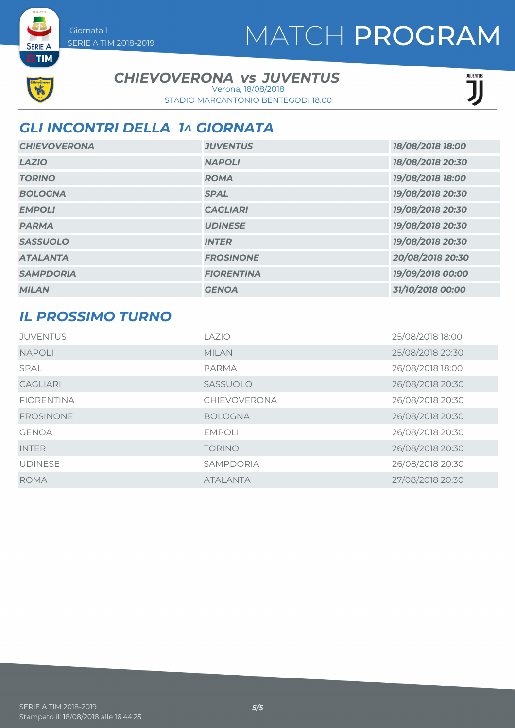# MATCH PROGRAM

Giornata 1
SERIE A TIM 2018-2019

## *CHIEVOVERONA vs JUVENTUS*

Verona, 18/08/2018
STADIO MARCANTONIO BENTEGODI 18:00

## *GLI INCONTRI DELLA 1^ GIORNATA*

| | | |
|---|---|---|
| ***CHIEVOVERONA*** | ***JUVENTUS*** | ***18/08/2018 18:00*** |
| ***LAZIO*** | ***NAPOLI*** | ***18/08/2018 20:30*** |
| ***TORINO*** | ***ROMA*** | ***19/08/2018 18:00*** |
| ***BOLOGNA*** | ***SPAL*** | ***19/08/2018 20:30*** |
| ***EMPOLI*** | ***CAGLIARI*** | ***19/08/2018 20:30*** |
| ***PARMA*** | ***UDINESE*** | ***19/08/2018 20:30*** |
| ***SASSUOLO*** | ***INTER*** | ***19/08/2018 20:30*** |
| ***ATALANTA*** | ***FROSINONE*** | ***20/08/2018 20:30*** |
| ***SAMPDORIA*** | ***FIORENTINA*** | ***19/09/2018 00:00*** |
| ***MILAN*** | ***GENOA*** | ***31/10/2018 00:00*** |

## *IL PROSSIMO TURNO*

| | | |
|---|---|---|
| JUVENTUS | LAZIO | 25/08/2018 18:00 |
| NAPOLI | MILAN | 25/08/2018 20:30 |
| SPAL | PARMA | 26/08/2018 18:00 |
| CAGLIARI | SASSUOLO | 26/08/2018 20:30 |
| FIORENTINA | CHIEVOVERONA | 26/08/2018 20:30 |
| FROSINONE | BOLOGNA | 26/08/2018 20:30 |
| GENOA | EMPOLI | 26/08/2018 20:30 |
| INTER | TORINO | 26/08/2018 20:30 |
| UDINESE | SAMPDORIA | 26/08/2018 20:30 |
| ROMA | ATALANTA | 27/08/2018 20:30 |

SERIE A TIM 2018-2019
Stampato il: 18/08/2018 alle 16:44:25